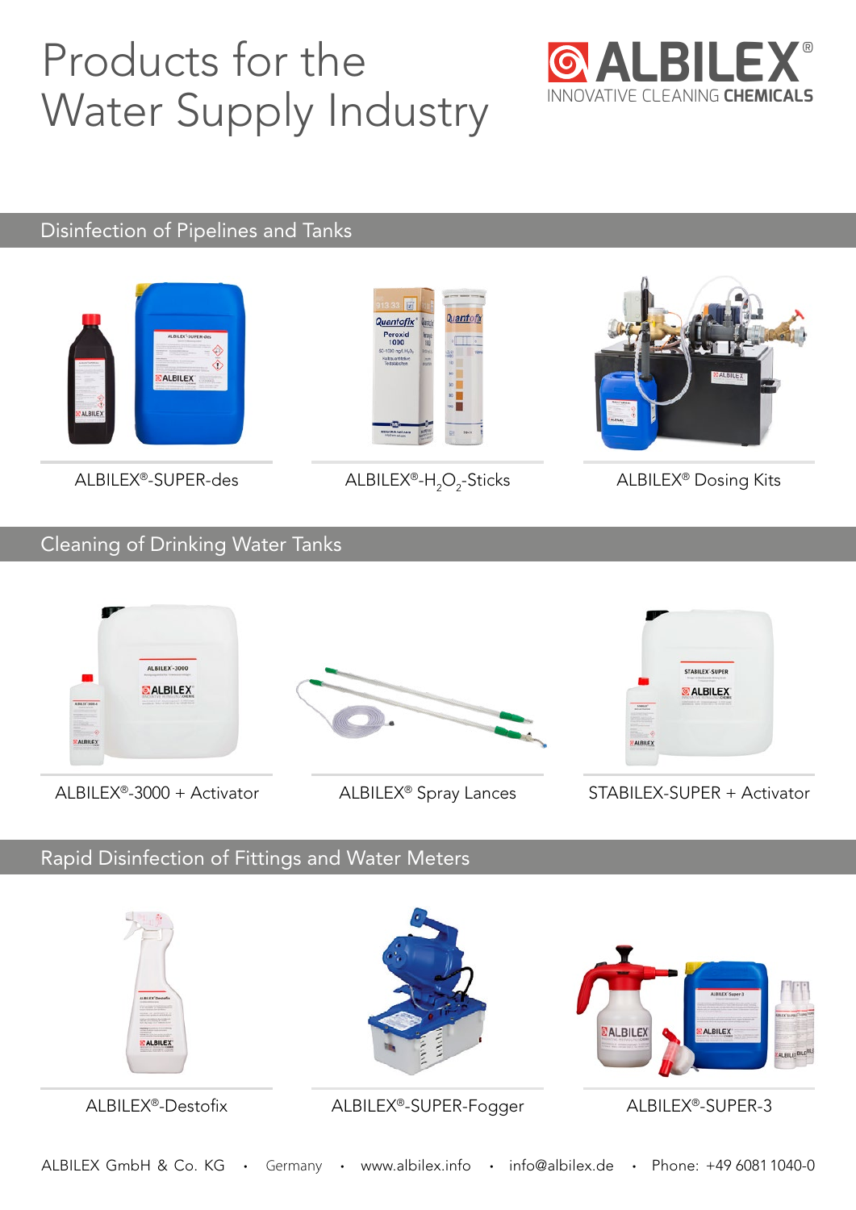# Products for the Water Supply Industry

ALBILEX®
INNOVATIVE CLEANING CHEMICALS

## Disinfection of Pipelines and Tanks

ALBILEX®-SUPER-des

ALBILEX®-$H_2O_2$-Sticks

ALBILEX® Dosing Kits

## Cleaning of Drinking Water Tanks

ALBILEX®-3000 + Activator

ALBILEX® Spray Lances

STABILEX-SUPER + Activator

## Rapid Disinfection of Fittings and Water Meters

ALBILEX®-Destofix

ALBILEX®-SUPER-Fogger

ALBILEX®-SUPER-3

ALBILEX GmbH & Co. KG • Germany • www.albilex.info • info@albilex.de • Phone: +49 6081 1040-0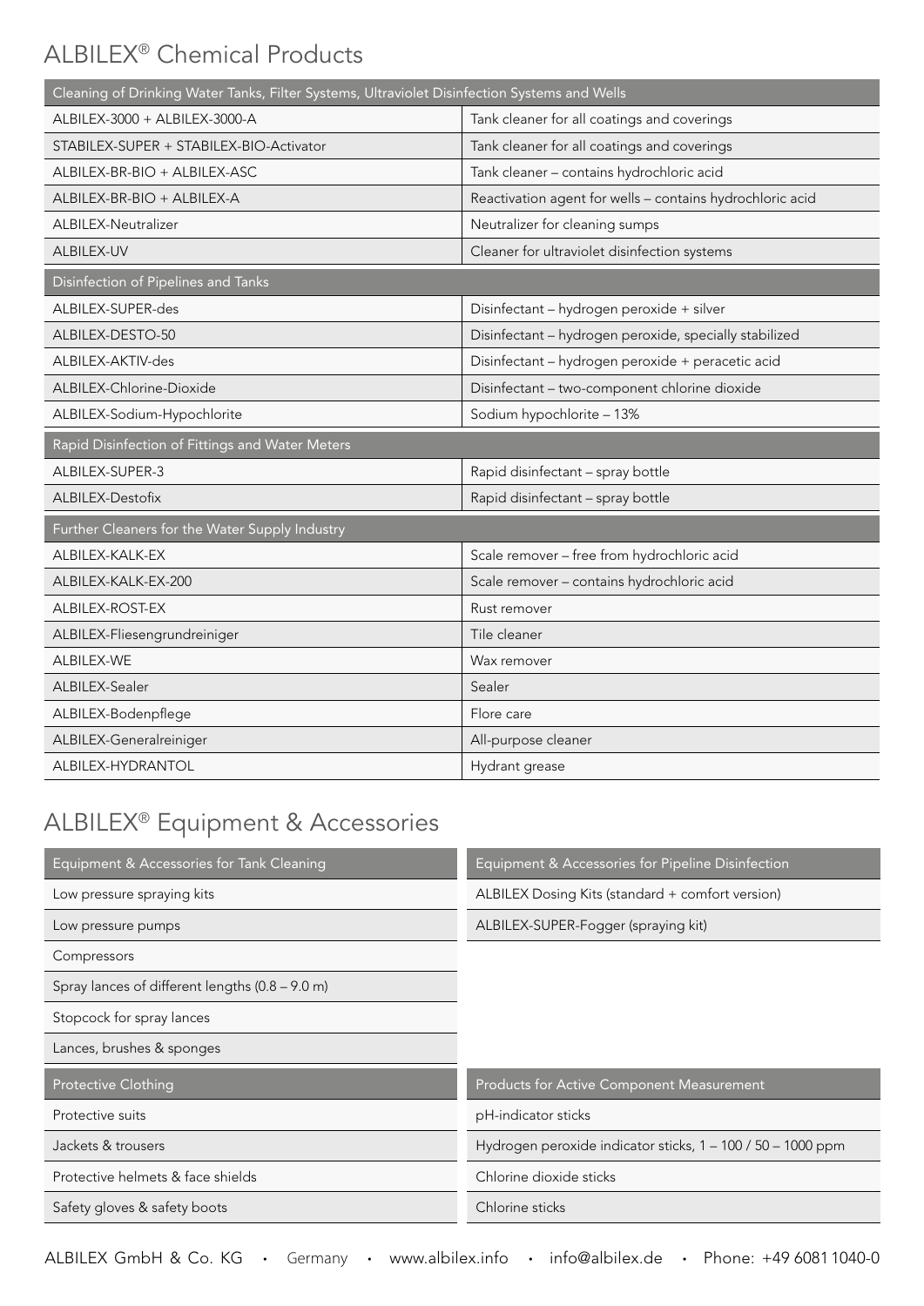# ALBILEX® Chemical Products

| Cleaning of Drinking Water Tanks, Filter Systems, Ultraviolet Disinfection Systems and Wells | |
|---|---|
| ALBILEX-3000 + ALBILEX-3000-A | Tank cleaner for all coatings and coverings |
| STABILEX-SUPER + STABILEX-BIO-Activator | Tank cleaner for all coatings and coverings |
| ALBILEX-BR-BIO + ALBILEX-ASC | Tank cleaner – contains hydrochloric acid |
| ALBILEX-BR-BIO + ALBILEX-A | Reactivation agent for wells – contains hydrochloric acid |
| ALBILEX-Neutralizer | Neutralizer for cleaning sumps |
| ALBILEX-UV | Cleaner for ultraviolet disinfection systems |
| **Disinfection of Pipelines and Tanks** | |
| ALBILEX-SUPER-des | Disinfectant – hydrogen peroxide + silver |
| ALBILEX-DESTO-50 | Disinfectant – hydrogen peroxide, specially stabilized |
| ALBILEX-AKTIV-des | Disinfectant – hydrogen peroxide + peracetic acid |
| ALBILEX-Chlorine-Dioxide | Disinfectant – two-component chlorine dioxide |
| ALBILEX-Sodium-Hypochlorite | Sodium hypochlorite – 13% |
| **Rapid Disinfection of Fittings and Water Meters** | |
| ALBILEX-SUPER-3 | Rapid disinfectant – spray bottle |
| ALBILEX-Destofix | Rapid disinfectant – spray bottle |
| **Further Cleaners for the Water Supply Industry** | |
| ALBILEX-KALK-EX | Scale remover – free from hydrochloric acid |
| ALBILEX-KALK-EX-200 | Scale remover – contains hydrochloric acid |
| ALBILEX-ROST-EX | Rust remover |
| ALBILEX-Fliesengrundreiniger | Tile cleaner |
| ALBILEX-WE | Wax remover |
| ALBILEX-Sealer | Sealer |
| ALBILEX-Bodenpflege | Flore care |
| ALBILEX-Generalreiniger | All-purpose cleaner |
| ALBILEX-HYDRANTOL | Hydrant grease |

# ALBILEX® Equipment & Accessories

| Equipment & Accessories for Tank Cleaning |
|---|
| Low pressure spraying kits |
| Low pressure pumps |
| Compressors |
| Spray lances of different lengths (0.8 – 9.0 m) |
| Stopcock for spray lances |
| Lances, brushes & sponges |

| Equipment & Accessories for Pipeline Disinfection |
|---|
| ALBILEX Dosing Kits (standard + comfort version) |
| ALBILEX-SUPER-Fogger (spraying kit) |

| Protective Clothing |
|---|
| Protective suits |
| Jackets & trousers |
| Protective helmets & face shields |
| Safety gloves & safety boots |

| Products for Active Component Measurement |
|---|
| pH-indicator sticks |
| Hydrogen peroxide indicator sticks, 1 – 100 / 50 – 1000 ppm |
| Chlorine dioxide sticks |
| Chlorine sticks |

ALBILEX GmbH & Co. KG • Germany • www.albilex.info • info@albilex.de • Phone: +49 6081 1040-0